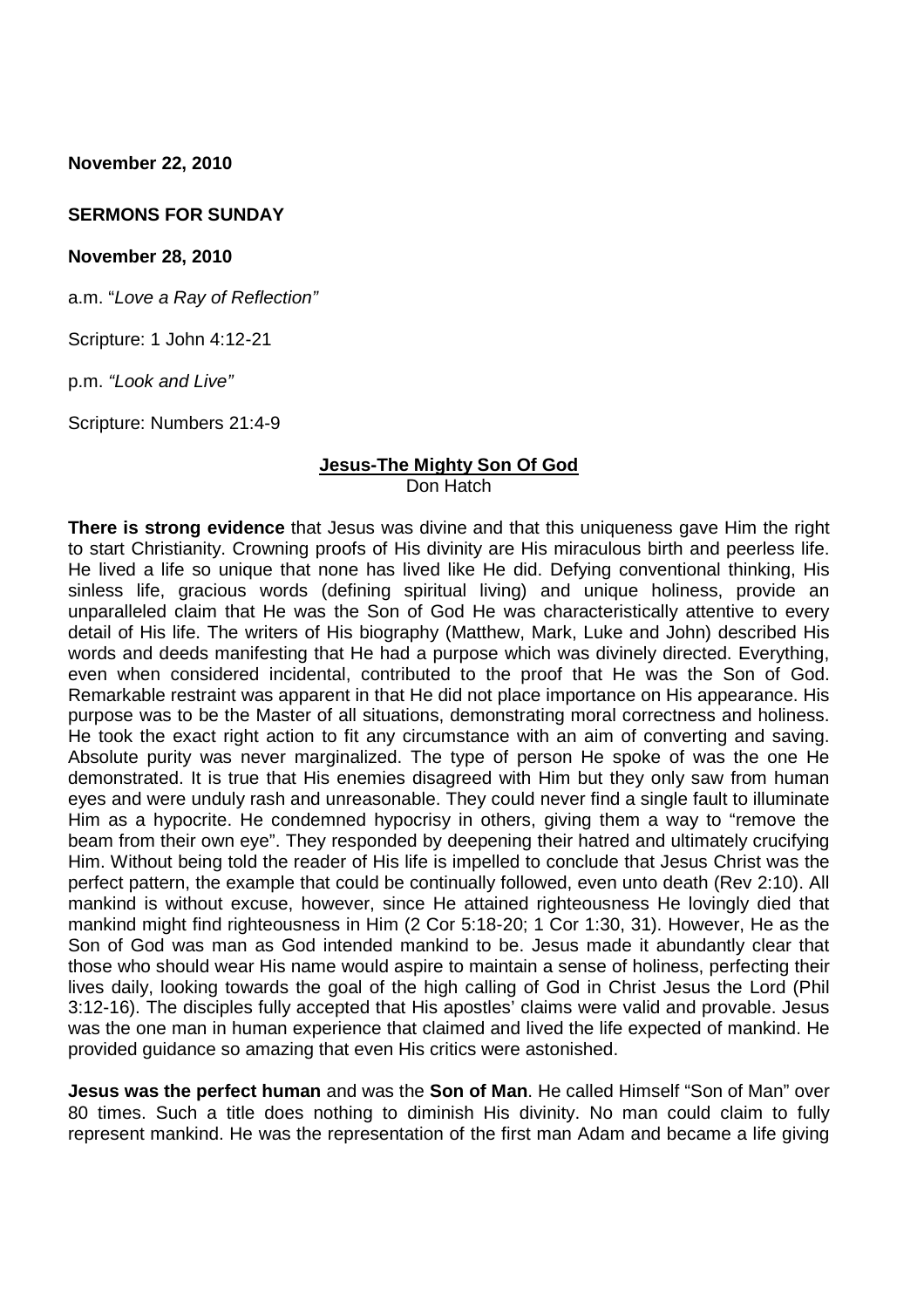**November 22, 2010**

**SERMONS FOR SUNDAY**

**November 28, 2010**

a.m. "*Love a Ray of Reflection"*

Scripture: 1 John 4:12-21

p.m. *"Look and Live"*

Scripture: Numbers 21:4-9

## Jesus-The Mighty Son Of God

Don Hatch

**There is strong evidence** that Jesus was divine and that this uniqueness gave Him the right to start Christianity. Crowning proofs of His divinity are His miraculous birth and peerless life. He lived a life so unique that none has lived like He did. Defying conventional thinking, His sinless life, gracious words (defining spiritual living) and unique holiness, provide an unparalleled claim that He was the Son of God He was characteristically attentive to every detail of His life. The writers of His biography (Matthew, Mark, Luke and John) described His words and deeds manifesting that He had a purpose which was divinely directed. Everything, even when considered incidental, contributed to the proof that He was the Son of God. Remarkable restraint was apparent in that He did not place importance on His appearance. His purpose was to be the Master of all situations, demonstrating moral correctness and holiness. He took the exact right action to fit any circumstance with an aim of converting and saving. Absolute purity was never marginalized. The type of person He spoke of was the one He demonstrated. It is true that His enemies disagreed with Him but they only saw from human eyes and were unduly rash and unreasonable. They could never find a single fault to illuminate Him as a hypocrite. He condemned hypocrisy in others, giving them a way to "remove the beam from their own eye". They responded by deepening their hatred and ultimately crucifying Him. Without being told the reader of His life is impelled to conclude that Jesus Christ was the perfect pattern, the example that could be continually followed, even unto death (Rev 2:10). All mankind is without excuse, however, since He attained righteousness He lovingly died that mankind might find righteousness in Him (2 Cor 5:18-20; 1 Cor 1:30, 31). However, He as the Son of God was man as God intended mankind to be. Jesus made it abundantly clear that those who should wear His name would aspire to maintain a sense of holiness, perfecting their lives daily, looking towards the goal of the high calling of God in Christ Jesus the Lord (Phil 3:12-16). The disciples fully accepted that His apostles' claims were valid and provable. Jesus was the one man in human experience that claimed and lived the life expected of mankind. He provided guidance so amazing that even His critics were astonished.

**Jesus was the perfect human** and was the **Son of Man**. He called Himself "Son of Man" over 80 times. Such a title does nothing to diminish His divinity. No man could claim to fully represent mankind. He was the representation of the first man Adam and became a life giving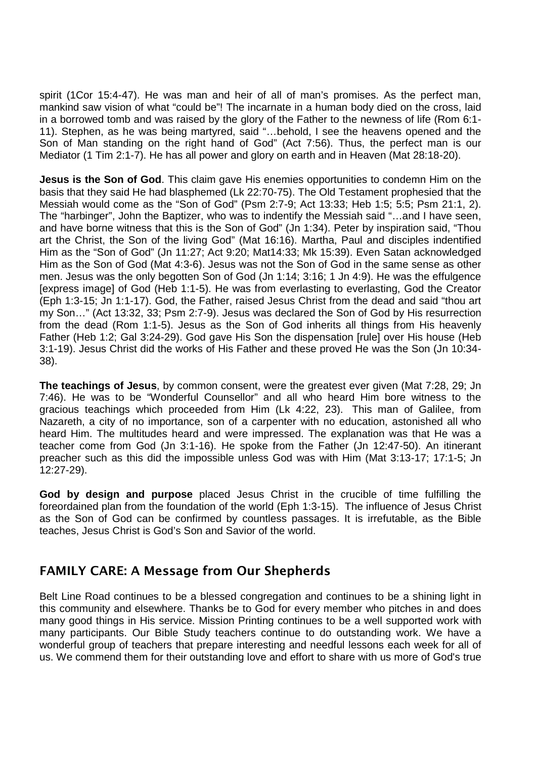spirit (1Cor 15:4-47). He was man and heir of all of man's promises. As the perfect man, mankind saw vision of what "could be"! The incarnate in a human body died on the cross, laid in a borrowed tomb and was raised by the glory of the Father to the newness of life (Rom 6:1-11). Stephen, as he was being martyred, said "…behold, I see the heavens opened and the Son of Man standing on the right hand of God" (Act 7:56). Thus, the perfect man is our Mediator (1 Tim 2:1-7). He has all power and glory on earth and in Heaven (Mat 28:18-20).

**Jesus is the Son of God**. This claim gave His enemies opportunities to condemn Him on the basis that they said He had blasphemed (Lk 22:70-75). The Old Testament prophesied that the Messiah would come as the "Son of God" (Psm 2:7-9; Act 13:33; Heb 1:5; 5:5; Psm 21:1, 2). The "harbinger", John the Baptizer, who was to indentify the Messiah said "…and I have seen, and have borne witness that this is the Son of God" (Jn 1:34). Peter by inspiration said, "Thou art the Christ, the Son of the living God" (Mat 16:16). Martha, Paul and disciples indentified Him as the "Son of God" (Jn 11:27; Act 9:20; Mat14:33; Mk 15:39). Even Satan acknowledged Him as the Son of God (Mat 4:3-6). Jesus was not the Son of God in the same sense as other men. Jesus was the only begotten Son of God (Jn 1:14; 3:16; 1 Jn 4:9). He was the effulgence [express image] of God (Heb 1:1-5). He was from everlasting to everlasting, God the Creator (Eph 1:3-15; Jn 1:1-17). God, the Father, raised Jesus Christ from the dead and said "thou art my Son…" (Act 13:32, 33; Psm 2:7-9). Jesus was declared the Son of God by His resurrection from the dead (Rom 1:1-5). Jesus as the Son of God inherits all things from His heavenly Father (Heb 1:2; Gal 3:24-29). God gave His Son the dispensation [rule] over His house (Heb 3:1-19). Jesus Christ did the works of His Father and these proved He was the Son (Jn 10:34-38).

**The teachings of Jesus**, by common consent, were the greatest ever given (Mat 7:28, 29; Jn 7:46). He was to be "Wonderful Counsellor" and all who heard Him bore witness to the gracious teachings which proceeded from Him (Lk 4:22, 23). This man of Galilee, from Nazareth, a city of no importance, son of a carpenter with no education, astonished all who heard Him. The multitudes heard and were impressed. The explanation was that He was a teacher come from God (Jn 3:1-16). He spoke from the Father (Jn 12:47-50). An itinerant preacher such as this did the impossible unless God was with Him (Mat 3:13-17; 17:1-5; Jn 12:27-29).

**God by design and purpose** placed Jesus Christ in the crucible of time fulfilling the foreordained plan from the foundation of the world (Eph 1:3-15). The influence of Jesus Christ as the Son of God can be confirmed by countless passages. It is irrefutable, as the Bible teaches, Jesus Christ is God's Son and Savior of the world.

## FAMILY CARE: A Message from Our Shepherds

Belt Line Road continues to be a blessed congregation and continues to be a shining light in this community and elsewhere. Thanks be to God for every member who pitches in and does many good things in His service. Mission Printing continues to be a well supported work with many participants. Our Bible Study teachers continue to do outstanding work. We have a wonderful group of teachers that prepare interesting and needful lessons each week for all of us. We commend them for their outstanding love and effort to share with us more of God's true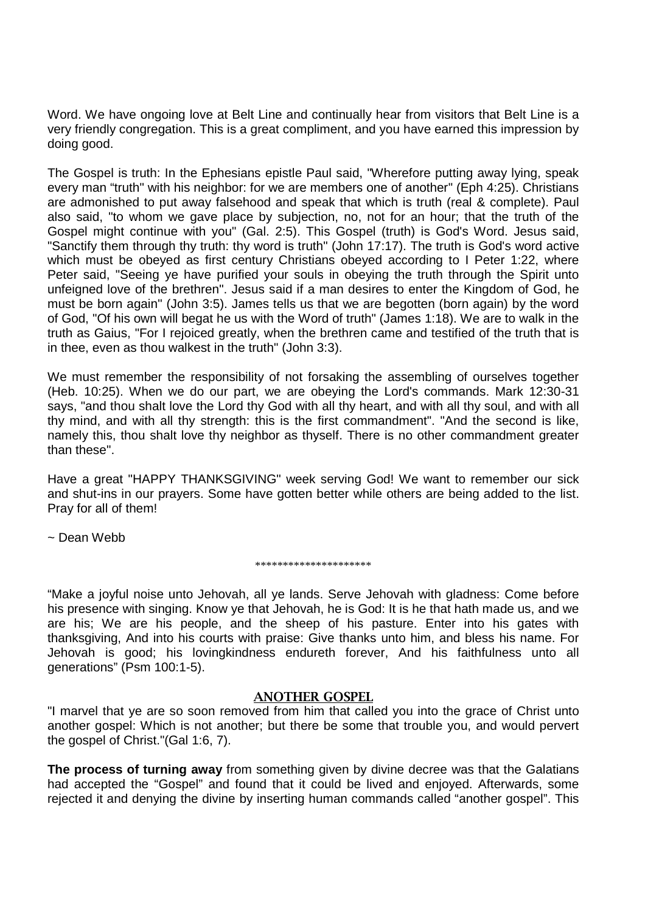Word. We have ongoing love at Belt Line and continually hear from visitors that Belt Line is a very friendly congregation. This is a great compliment, and you have earned this impression by doing good.

The Gospel is truth: In the Ephesians epistle Paul said, "Wherefore putting away lying, speak every man "truth" with his neighbor: for we are members one of another" (Eph 4:25). Christians are admonished to put away falsehood and speak that which is truth (real & complete). Paul also said, "to whom we gave place by subjection, no, not for an hour; that the truth of the Gospel might continue with you" (Gal. 2:5). This Gospel (truth) is God's Word. Jesus said, "Sanctify them through thy truth: thy word is truth" (John 17:17). The truth is God's word active which must be obeyed as first century Christians obeyed according to I Peter 1:22, where Peter said, "Seeing ye have purified your souls in obeying the truth through the Spirit unto unfeigned love of the brethren". Jesus said if a man desires to enter the Kingdom of God, he must be born again" (John 3:5). James tells us that we are begotten (born again) by the word of God, "Of his own will begat he us with the Word of truth" (James 1:18). We are to walk in the truth as Gaius, "For I rejoiced greatly, when the brethren came and testified of the truth that is in thee, even as thou walkest in the truth" (John 3:3).

We must remember the responsibility of not forsaking the assembling of ourselves together (Heb. 10:25). When we do our part, we are obeying the Lord's commands. Mark 12:30-31 says, "and thou shalt love the Lord thy God with all thy heart, and with all thy soul, and with all thy mind, and with all thy strength: this is the first commandment". "And the second is like, namely this, thou shalt love thy neighbor as thyself. There is no other commandment greater than these".

Have a great "HAPPY THANKSGIVING" week serving God! We want to remember our sick and shut-ins in our prayers. Some have gotten better while others are being added to the list. Pray for all of them!

~ Dean Webb

*********************

"Make a joyful noise unto Jehovah, all ye lands. Serve Jehovah with gladness: Come before his presence with singing. Know ye that Jehovah, he is God: It is he that hath made us, and we are his; We are his people, and the sheep of his pasture. Enter into his gates with thanksgiving, And into his courts with praise: Give thanks unto him, and bless his name. For Jehovah is good; his lovingkindness endureth forever, And his faithfulness unto all generations" (Psm 100:1-5).

## ANOTHER GOSPEL

"I marvel that ye are so soon removed from him that called you into the grace of Christ unto another gospel: Which is not another; but there be some that trouble you, and would pervert the gospel of Christ."(Gal 1:6, 7).

**The process of turning away** from something given by divine decree was that the Galatians had accepted the "Gospel" and found that it could be lived and enjoyed. Afterwards, some rejected it and denying the divine by inserting human commands called "another gospel". This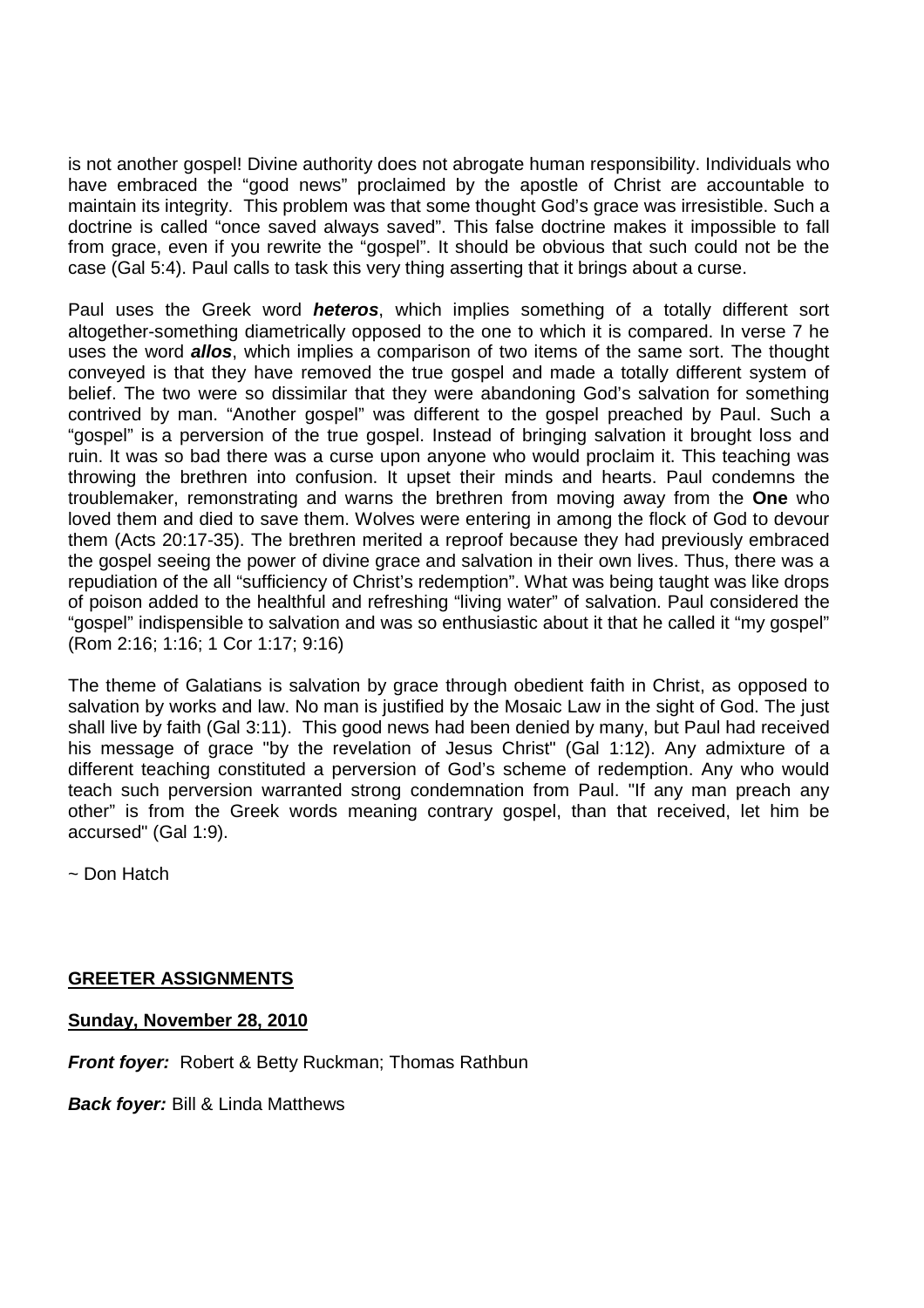is not another gospel! Divine authority does not abrogate human responsibility. Individuals who have embraced the "good news" proclaimed by the apostle of Christ are accountable to maintain its integrity. This problem was that some thought God's grace was irresistible. Such a doctrine is called "once saved always saved". This false doctrine makes it impossible to fall from grace, even if you rewrite the "gospel". It should be obvious that such could not be the case (Gal 5:4). Paul calls to task this very thing asserting that it brings about a curse.

Paul uses the Greek word ***heteros***, which implies something of a totally different sort altogether-something diametrically opposed to the one to which it is compared. In verse 7 he uses the word ***allos***, which implies a comparison of two items of the same sort. The thought conveyed is that they have removed the true gospel and made a totally different system of belief. The two were so dissimilar that they were abandoning God's salvation for something contrived by man. "Another gospel" was different to the gospel preached by Paul. Such a "gospel" is a perversion of the true gospel. Instead of bringing salvation it brought loss and ruin. It was so bad there was a curse upon anyone who would proclaim it. This teaching was throwing the brethren into confusion. It upset their minds and hearts. Paul condemns the troublemaker, remonstrating and warns the brethren from moving away from the **One** who loved them and died to save them. Wolves were entering in among the flock of God to devour them (Acts 20:17-35). The brethren merited a reproof because they had previously embraced the gospel seeing the power of divine grace and salvation in their own lives. Thus, there was a repudiation of the all "sufficiency of Christ's redemption". What was being taught was like drops of poison added to the healthful and refreshing "living water" of salvation. Paul considered the "gospel" indispensible to salvation and was so enthusiastic about it that he called it "my gospel" (Rom 2:16; 1:16; 1 Cor 1:17; 9:16)

The theme of Galatians is salvation by grace through obedient faith in Christ, as opposed to salvation by works and law. No man is justified by the Mosaic Law in the sight of God. The just shall live by faith (Gal 3:11). This good news had been denied by many, but Paul had received his message of grace "by the revelation of Jesus Christ" (Gal 1:12). Any admixture of a different teaching constituted a perversion of God's scheme of redemption. Any who would teach such perversion warranted strong condemnation from Paul. "If any man preach any other" is from the Greek words meaning contrary gospel, than that received, let him be accursed" (Gal 1:9).

~ Don Hatch

## GREETER ASSIGNMENTS

**Sunday, November 28, 2010**

***Front foyer:*** Robert & Betty Ruckman; Thomas Rathbun

***Back foyer:*** Bill & Linda Matthews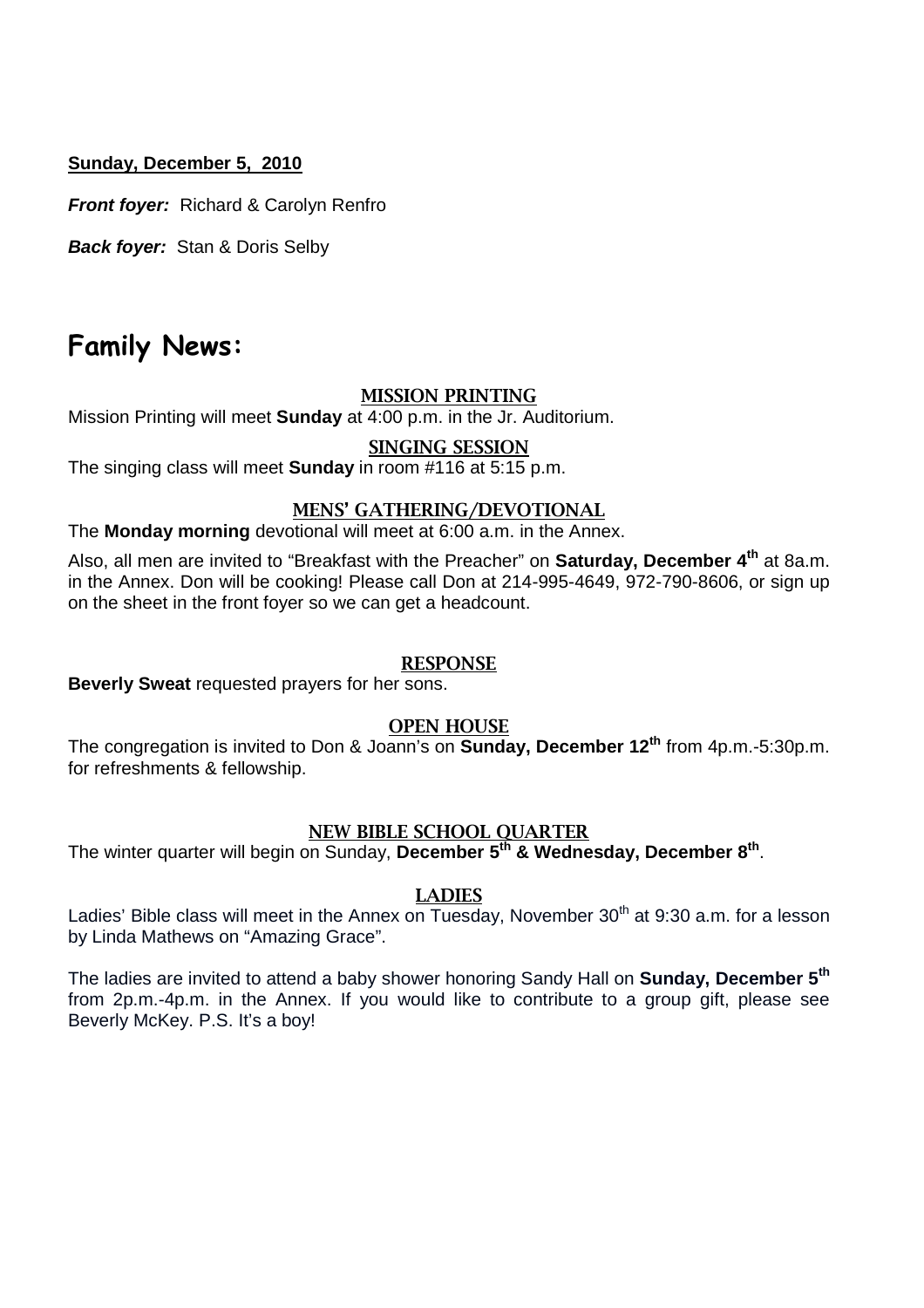**Sunday, December 5, 2010**

***Front foyer:*** Richard & Carolyn Renfro

***Back foyer:*** Stan & Doris Selby

# Family News:

### MISSION PRINTING

Mission Printing will meet **Sunday** at 4:00 p.m. in the Jr. Auditorium.

### SINGING SESSION

The singing class will meet **Sunday** in room #116 at 5:15 p.m.

### MENS' GATHERING/DEVOTIONAL

The **Monday morning** devotional will meet at 6:00 a.m. in the Annex.

Also, all men are invited to "Breakfast with the Preacher" on **Saturday, December 4th** at 8a.m. in the Annex. Don will be cooking! Please call Don at 214-995-4649, 972-790-8606, or sign up on the sheet in the front foyer so we can get a headcount.

### RESPONSE

**Beverly Sweat** requested prayers for her sons.

### OPEN HOUSE

The congregation is invited to Don & Joann's on **Sunday, December 12th** from 4p.m.-5:30p.m. for refreshments & fellowship.

### NEW BIBLE SCHOOL QUARTER

The winter quarter will begin on Sunday, **December 5th & Wednesday, December 8th**.

### LADIES

Ladies' Bible class will meet in the Annex on Tuesday, November 30th at 9:30 a.m. for a lesson by Linda Mathews on "Amazing Grace".

The ladies are invited to attend a baby shower honoring Sandy Hall on **Sunday, December 5th** from 2p.m.-4p.m. in the Annex. If you would like to contribute to a group gift, please see Beverly McKey. P.S. It's a boy!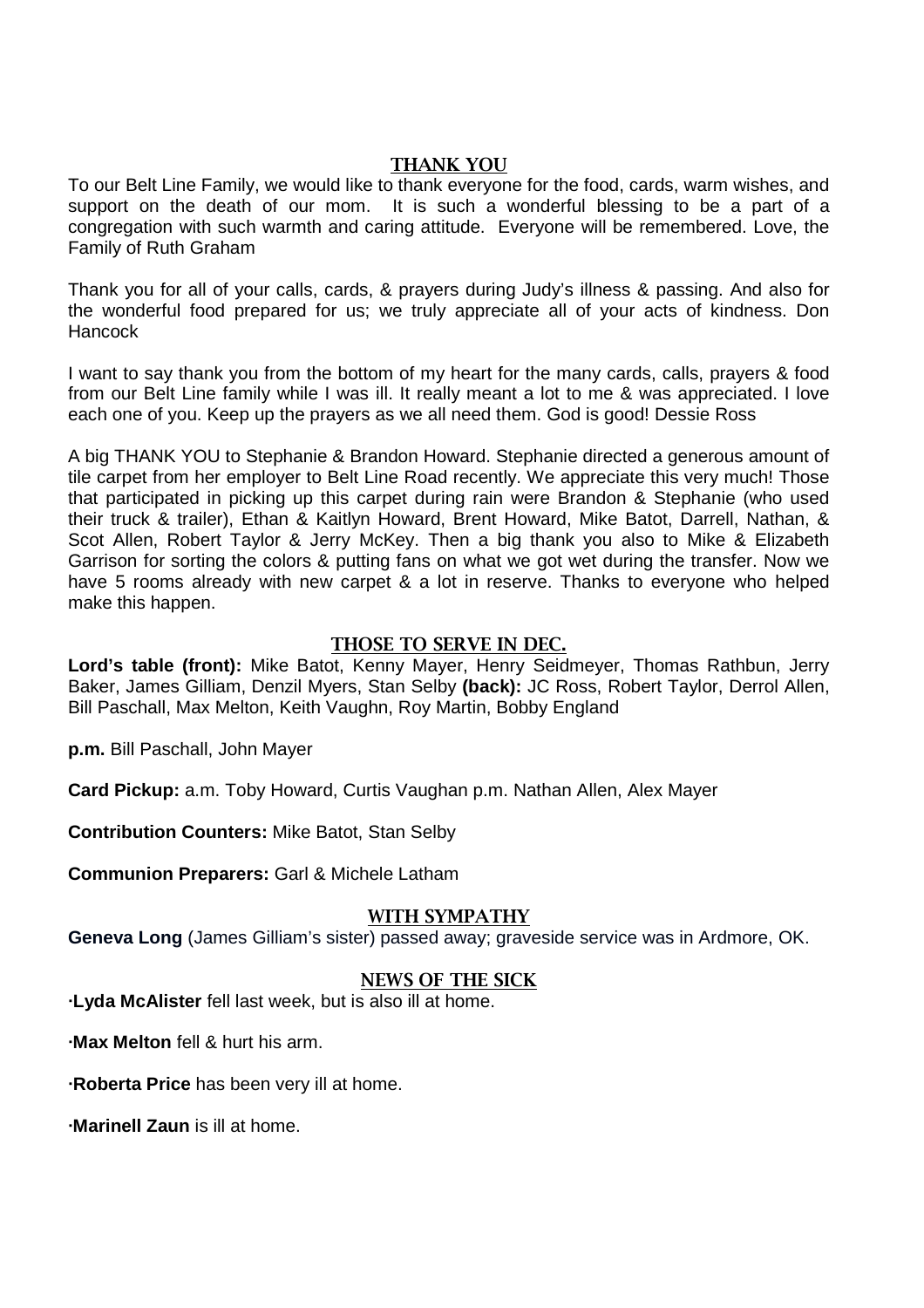## THANK YOU

To our Belt Line Family, we would like to thank everyone for the food, cards, warm wishes, and support on the death of our mom. It is such a wonderful blessing to be a part of a congregation with such warmth and caring attitude. Everyone will be remembered. Love, the Family of Ruth Graham

Thank you for all of your calls, cards, & prayers during Judy's illness & passing. And also for the wonderful food prepared for us; we truly appreciate all of your acts of kindness. Don Hancock

I want to say thank you from the bottom of my heart for the many cards, calls, prayers & food from our Belt Line family while I was ill. It really meant a lot to me & was appreciated. I love each one of you. Keep up the prayers as we all need them. God is good! Dessie Ross

A big THANK YOU to Stephanie & Brandon Howard. Stephanie directed a generous amount of tile carpet from her employer to Belt Line Road recently. We appreciate this very much! Those that participated in picking up this carpet during rain were Brandon & Stephanie (who used their truck & trailer), Ethan & Kaitlyn Howard, Brent Howard, Mike Batot, Darrell, Nathan, & Scot Allen, Robert Taylor & Jerry McKey. Then a big thank you also to Mike & Elizabeth Garrison for sorting the colors & putting fans on what we got wet during the transfer. Now we have 5 rooms already with new carpet & a lot in reserve. Thanks to everyone who helped make this happen.

## THOSE TO SERVE IN DEC.

**Lord's table (front):** Mike Batot, Kenny Mayer, Henry Seidmeyer, Thomas Rathbun, Jerry Baker, James Gilliam, Denzil Myers, Stan Selby **(back):** JC Ross, Robert Taylor, Derrol Allen, Bill Paschall, Max Melton, Keith Vaughn, Roy Martin, Bobby England

**p.m.** Bill Paschall, John Mayer

**Card Pickup:** a.m. Toby Howard, Curtis Vaughan p.m. Nathan Allen, Alex Mayer

**Contribution Counters:** Mike Batot, Stan Selby

**Communion Preparers:** Garl & Michele Latham

## WITH SYMPATHY

**Geneva Long** (James Gilliam's sister) passed away; graveside service was in Ardmore, OK.

## NEWS OF THE SICK

·**Lyda McAlister** fell last week, but is also ill at home.

·**Max Melton** fell & hurt his arm.

·**Roberta Price** has been very ill at home.

·**Marinell Zaun** is ill at home.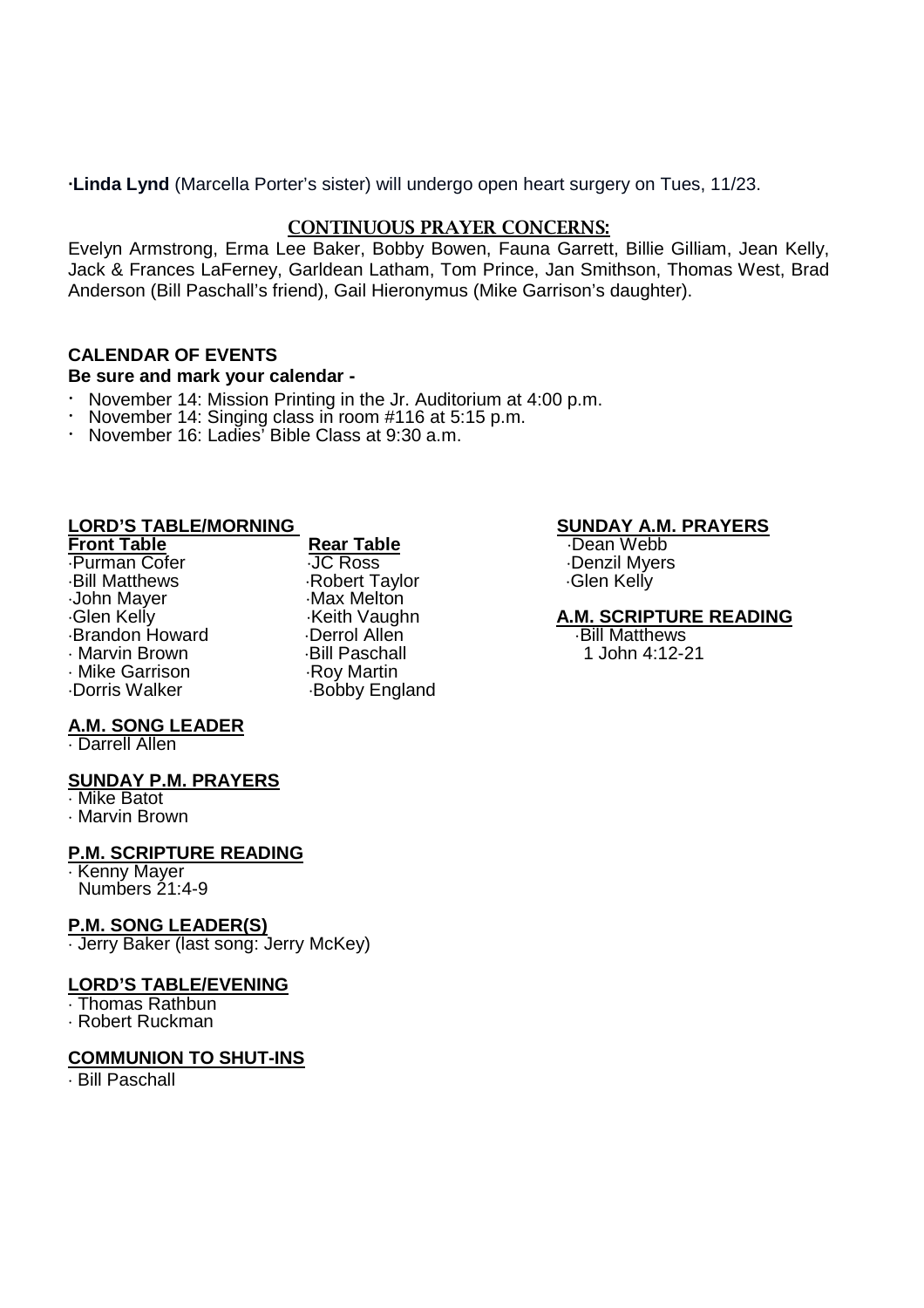·**Linda Lynd** (Marcella Porter's sister) will undergo open heart surgery on Tues, 11/23.

## CONTINUOUS PRAYER CONCERNS:

Evelyn Armstrong, Erma Lee Baker, Bobby Bowen, Fauna Garrett, Billie Gilliam, Jean Kelly, Jack & Frances LaFerney, Garldean Latham, Tom Prince, Jan Smithson, Thomas West, Brad Anderson (Bill Paschall's friend), Gail Hieronymus (Mike Garrison's daughter).

### CALENDAR OF EVENTS

**Be sure and mark your calendar -**

- November 14: Mission Printing in the Jr. Auditorium at 4:00 p.m.
- November 14: Singing class in room #116 at 5:15 p.m.
- November 16: Ladies' Bible Class at 9:30 a.m.

### LORD'S TABLE/MORNING

| Front Table | Rear Table |
|---|---|
| ·Purman Cofer | ·JC Ross |
| ·Bill Matthews | ·Robert Taylor |
| ·John Mayer | ·Max Melton |
| ·Glen Kelly | ·Keith Vaughn |
| ·Brandon Howard | ·Derrol Allen |
| · Marvin Brown | ·Bill Paschall |
| · Mike Garrison | ·Roy Martin |
| ·Dorris Walker | ·Bobby England |

### A.M. SONG LEADER

· Darrell Allen

### SUNDAY P.M. PRAYERS

· Mike Batot
· Marvin Brown

### P.M. SCRIPTURE READING

· Kenny Mayer
Numbers 21:4-9

### P.M. SONG LEADER(S)

· Jerry Baker (last song: Jerry McKey)

### LORD'S TABLE/EVENING

· Thomas Rathbun
· Robert Ruckman

### COMMUNION TO SHUT-INS

· Bill Paschall

### SUNDAY A.M. PRAYERS

·Dean Webb
·Denzil Myers
·Glen Kelly

### A.M. SCRIPTURE READING

·Bill Matthews
1 John 4:12-21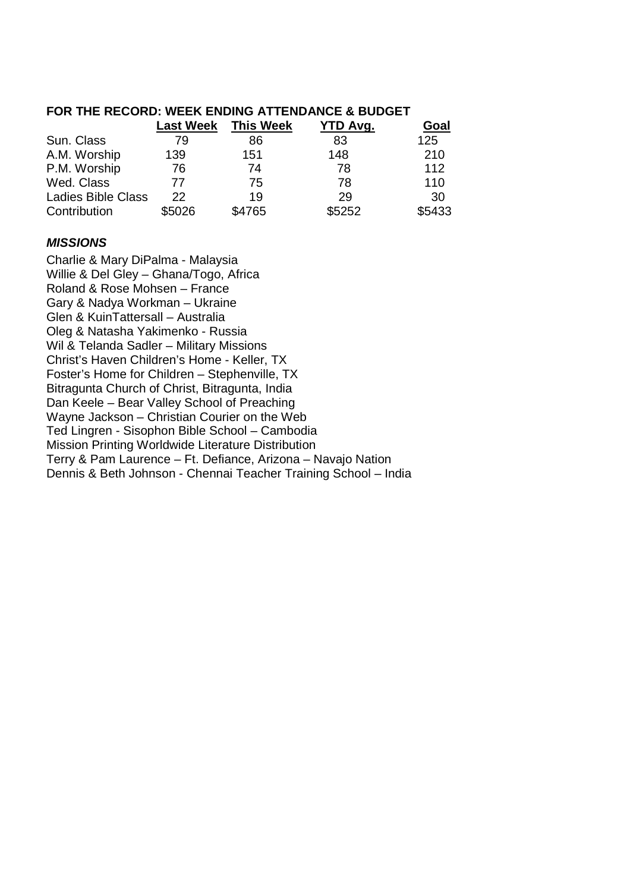**FOR THE RECORD: WEEK ENDING ATTENDANCE & BUDGET**

| | Last Week | This Week | YTD Avg. | Goal |
|---|---|---|---|---|
| Sun. Class | 79 | 86 | 83 | 125 |
| A.M. Worship | 139 | 151 | 148 | 210 |
| P.M. Worship | 76 | 74 | 78 | 112 |
| Wed. Class | 77 | 75 | 78 | 110 |
| Ladies Bible Class | 22 | 19 | 29 | 30 |
| Contribution | $5026 | $4765 | $5252 | $5433 |

***MISSIONS***

Charlie & Mary DiPalma - Malaysia
Willie & Del Gley – Ghana/Togo, Africa
Roland & Rose Mohsen – France
Gary & Nadya Workman – Ukraine
Glen & KuinTattersall – Australia
Oleg & Natasha Yakimenko - Russia
Wil & Telanda Sadler – Military Missions
Christ's Haven Children's Home - Keller, TX
Foster's Home for Children – Stephenville, TX
Bitragunta Church of Christ, Bitragunta, India
Dan Keele – Bear Valley School of Preaching
Wayne Jackson – Christian Courier on the Web
Ted Lingren - Sisophon Bible School – Cambodia
Mission Printing Worldwide Literature Distribution
Terry & Pam Laurence – Ft. Defiance, Arizona – Navajo Nation
Dennis & Beth Johnson - Chennai Teacher Training School – India